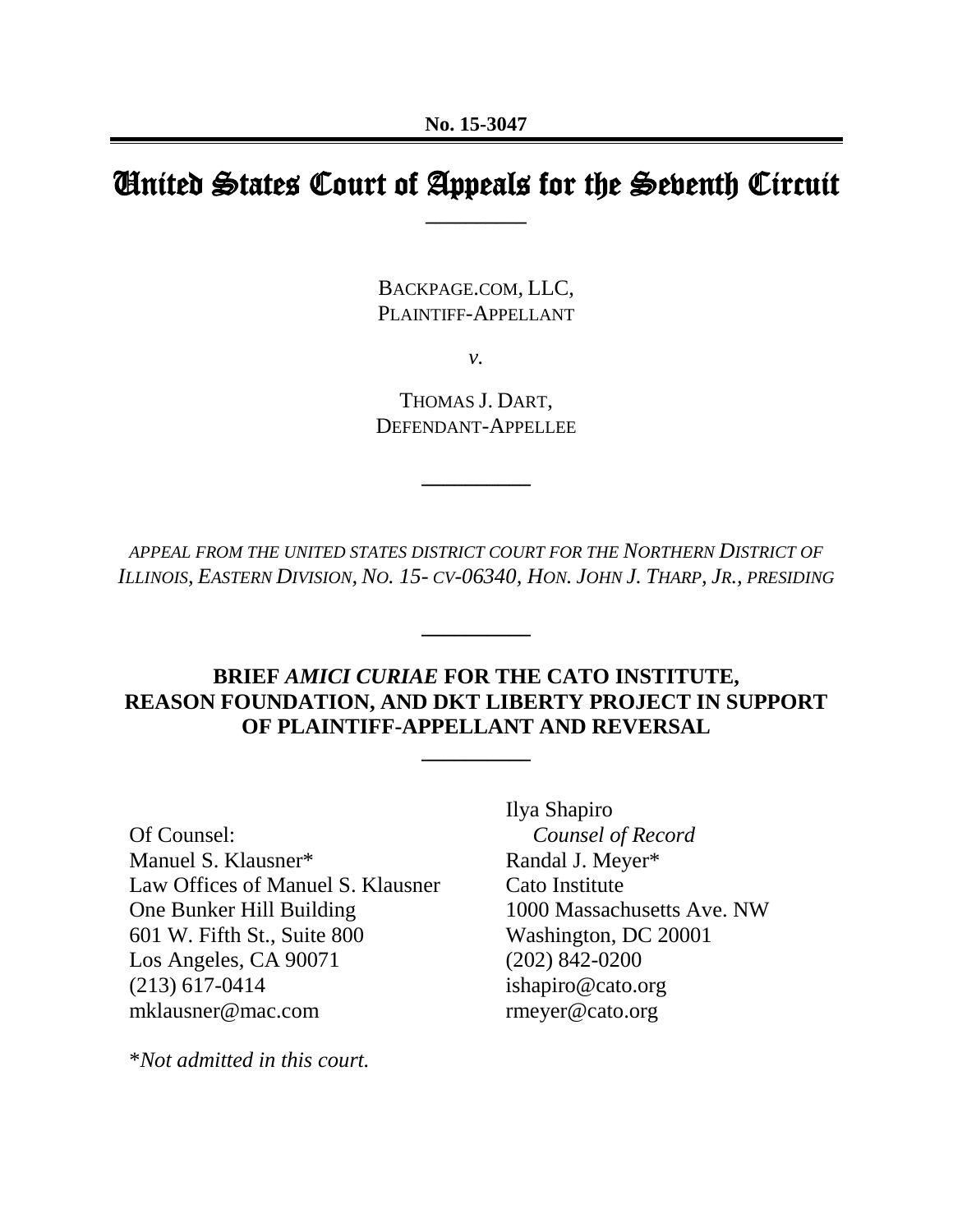**No. 15-3047**

# United States Court of Appeals for the Seventh Circuit

---

BACKPAGE.COM, LLC,
PLAINTIFF-APPELLANT

*v.*

THOMAS J. DART,
DEFENDANT-APPELLEE

---

*APPEAL FROM THE UNITED STATES DISTRICT COURT FOR THE NORTHERN DISTRICT OF ILLINOIS, EASTERN DIVISION, NO. 15- CV-06340, HON. JOHN J. THARP, JR., PRESIDING*

---

**BRIEF *AMICI CURIAE* FOR THE CATO INSTITUTE, REASON FOUNDATION, AND DKT LIBERTY PROJECT IN SUPPORT OF PLAINTIFF-APPELLANT AND REVERSAL**

---

Of Counsel:
Manuel S. Klausner*
Law Offices of Manuel S. Klausner
One Bunker Hill Building
601 W. Fifth St., Suite 800
Los Angeles, CA 90071
(213) 617-0414
mklausner@mac.com

Ilya Shapiro
*Counsel of Record*
Randal J. Meyer*
Cato Institute
1000 Massachusetts Ave. NW
Washington, DC 20001
(202) 842-0200
ishapiro@cato.org
rmeyer@cato.org

**Not admitted in this court.*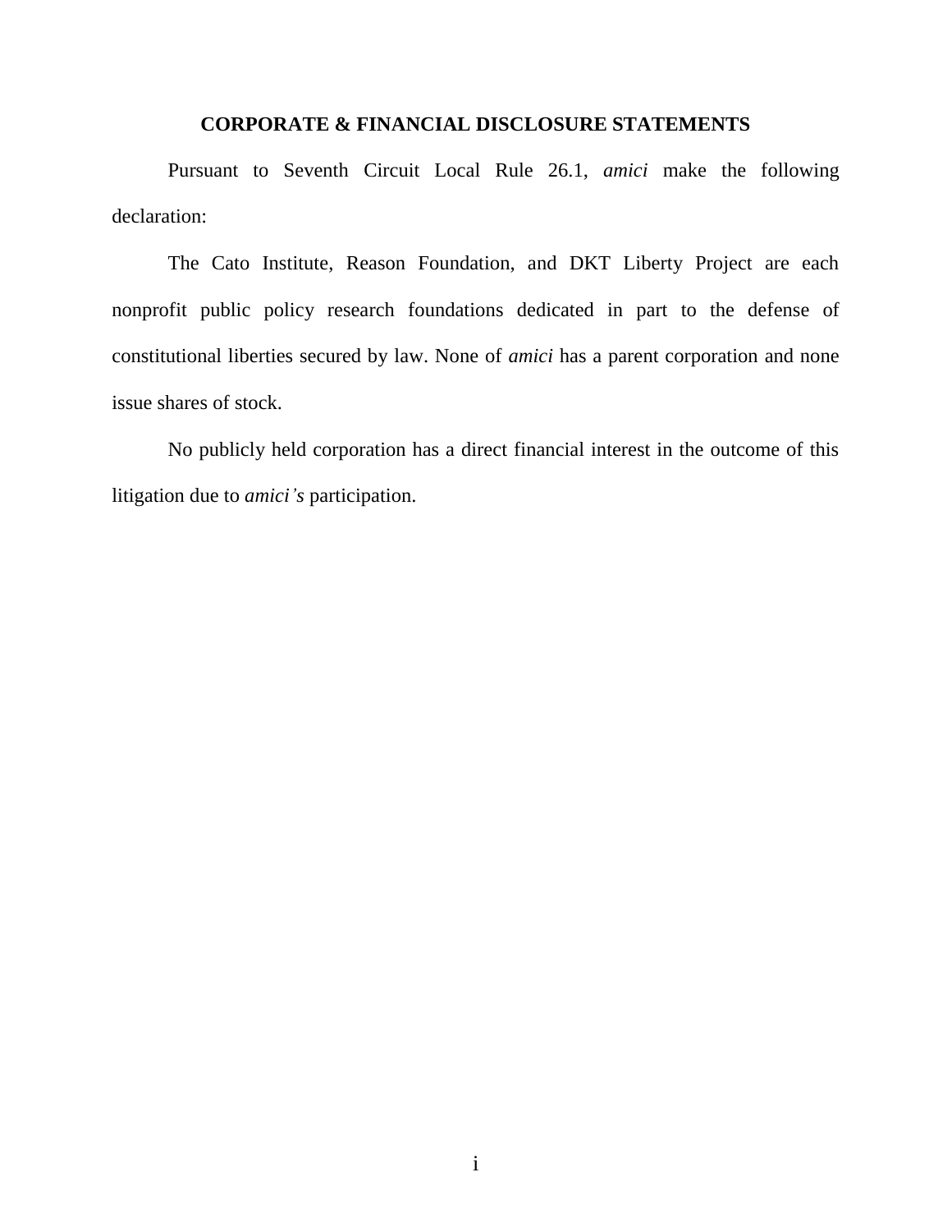# CORPORATE & FINANCIAL DISCLOSURE STATEMENTS

Pursuant to Seventh Circuit Local Rule 26.1, *amici* make the following declaration:

The Cato Institute, Reason Foundation, and DKT Liberty Project are each nonprofit public policy research foundations dedicated in part to the defense of constitutional liberties secured by law. None of *amici* has a parent corporation and none issue shares of stock.

No publicly held corporation has a direct financial interest in the outcome of this litigation due to *amici's* participation.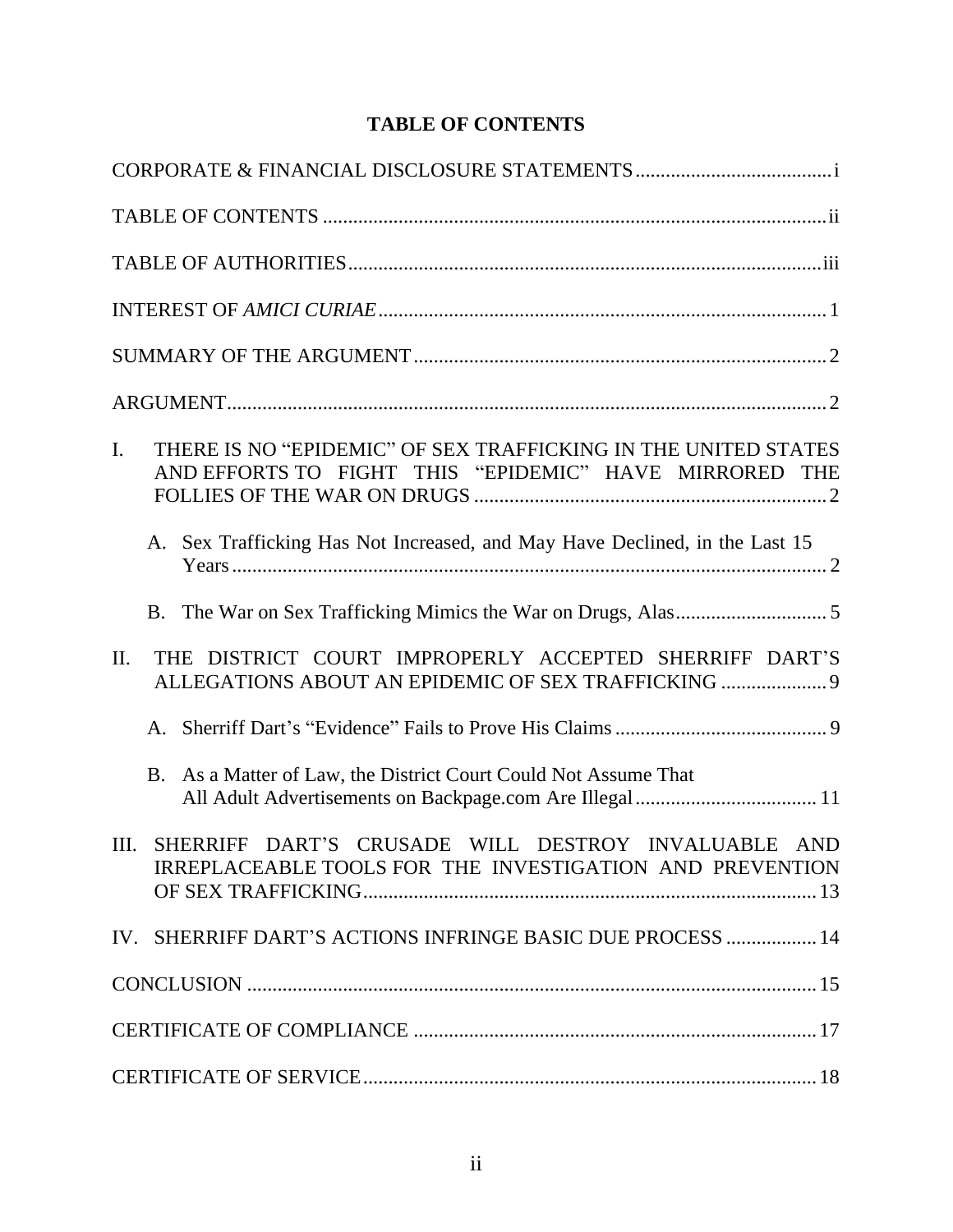# TABLE OF CONTENTS

CORPORATE & FINANCIAL DISCLOSURE STATEMENTS .......... i

TABLE OF CONTENTS .......... ii

TABLE OF AUTHORITIES .......... iii

INTEREST OF *AMICI CURIAE* .......... 1

SUMMARY OF THE ARGUMENT .......... 2

ARGUMENT .......... 2

I. THERE IS NO "EPIDEMIC" OF SEX TRAFFICKING IN THE UNITED STATES AND EFFORTS TO FIGHT THIS "EPIDEMIC" HAVE MIRRORED THE FOLLIES OF THE WAR ON DRUGS .......... 2

   A. Sex Trafficking Has Not Increased, and May Have Declined, in the Last 15 Years .......... 2

   B. The War on Sex Trafficking Mimics the War on Drugs, Alas .......... 5

II. THE DISTRICT COURT IMPROPERLY ACCEPTED SHERRIFF DART'S ALLEGATIONS ABOUT AN EPIDEMIC OF SEX TRAFFICKING .......... 9

   A. Sherriff Dart's "Evidence" Fails to Prove His Claims .......... 9

   B. As a Matter of Law, the District Court Could Not Assume That All Adult Advertisements on Backpage.com Are Illegal .......... 11

III. SHERRIFF DART'S CRUSADE WILL DESTROY INVALUABLE AND IRREPLACEABLE TOOLS FOR THE INVESTIGATION AND PREVENTION OF SEX TRAFFICKING .......... 13

IV. SHERRIFF DART'S ACTIONS INFRINGE BASIC DUE PROCESS .......... 14

CONCLUSION .......... 15

CERTIFICATE OF COMPLIANCE .......... 17

CERTIFICATE OF SERVICE .......... 18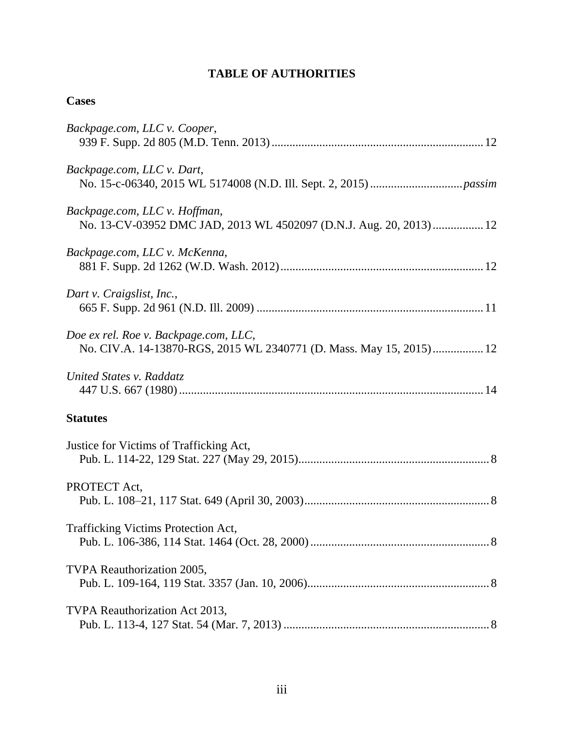# TABLE OF AUTHORITIES

## Cases

*Backpage.com, LLC v. Cooper*,
939 F. Supp. 2d 805 (M.D. Tenn. 2013) ........................................................................ 12

*Backpage.com, LLC v. Dart*,
No. 15-c-06340, 2015 WL 5174008 (N.D. Ill. Sept. 2, 2015) ............................... *passim*

*Backpage.com, LLC v. Hoffman*,
No. 13-CV-03952 DMC JAD, 2013 WL 4502097 (D.N.J. Aug. 20, 2013) ................. 12

*Backpage.com, LLC v. McKenna*,
881 F. Supp. 2d 1262 (W.D. Wash. 2012) .................................................................... 12

*Dart v. Craigslist, Inc.*,
665 F. Supp. 2d 961 (N.D. Ill. 2009) ............................................................................ 11

*Doe ex rel. Roe v. Backpage.com, LLC*,
No. CIV.A. 14-13870-RGS, 2015 WL 2340771 (D. Mass. May 15, 2015) ................. 12

*United States v. Raddatz*
447 U.S. 667 (1980) ....................................................................................................... 14

## Statutes

Justice for Victims of Trafficking Act,
Pub. L. 114-22, 129 Stat. 227 (May 29, 2015) ................................................................ 8

PROTECT Act,
Pub. L. 108–21, 117 Stat. 649 (April 30, 2003) .............................................................. 8

Trafficking Victims Protection Act,
Pub. L. 106-386, 114 Stat. 1464 (Oct. 28, 2000) ............................................................ 8

TVPA Reauthorization 2005,
Pub. L. 109-164, 119 Stat. 3357 (Jan. 10, 2006) ............................................................. 8

TVPA Reauthorization Act 2013,
Pub. L. 113-4, 127 Stat. 54 (Mar. 7, 2013) ..................................................................... 8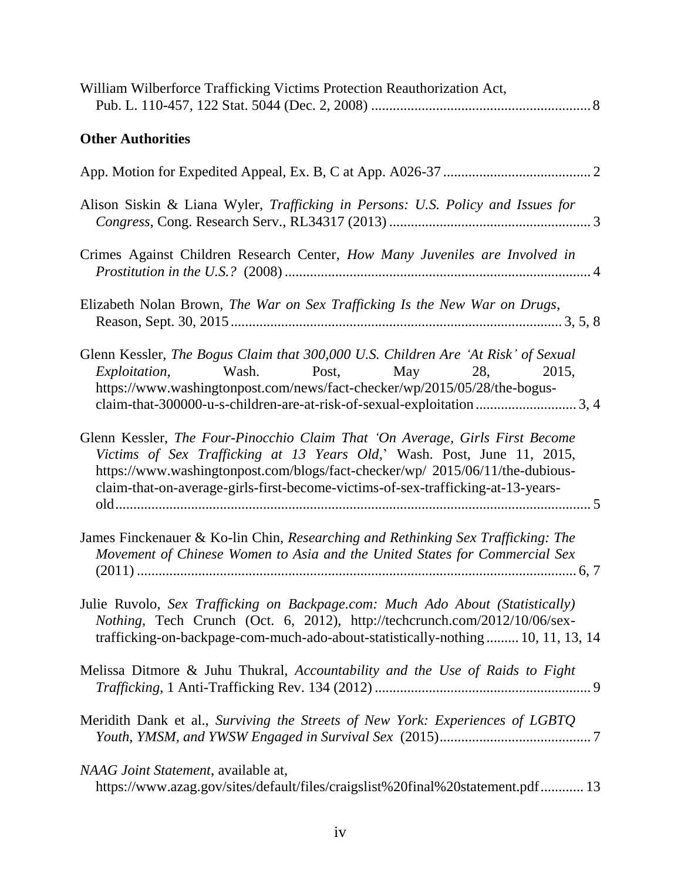William Wilberforce Trafficking Victims Protection Reauthorization Act, Pub. L. 110-457, 122 Stat. 5044 (Dec. 2, 2008) ............................................................ 8

**Other Authorities**

App. Motion for Expedited Appeal, Ex. B, C at App. A026-37 ......................................... 2

Alison Siskin & Liana Wyler, *Trafficking in Persons: U.S. Policy and Issues for Congress*, Cong. Research Serv., RL34317 (2013) ....................................................... 3

Crimes Against Children Research Center, *How Many Juveniles are Involved in Prostitution in the U.S.?* (2008) .................................................................................... 4

Elizabeth Nolan Brown, *The War on Sex Trafficking Is the New War on Drugs*, Reason, Sept. 30, 2015 ........................................................................................... 3, 5, 8

Glenn Kessler, *The Bogus Claim that 300,000 U.S. Children Are 'At Risk' of Sexual Exploitation*, Wash. Post, May 28, 2015, https://www.washingtonpost.com/news/fact-checker/wp/2015/05/28/the-bogus-claim-that-300000-u-s-children-are-at-risk-of-sexual-exploitation ............................ 3, 4

Glenn Kessler, *The Four-Pinocchio Claim That 'On Average, Girls First Become Victims of Sex Trafficking at 13 Years Old*,' Wash. Post, June 11, 2015, https://www.washingtonpost.com/blogs/fact-checker/wp/ 2015/06/11/the-dubious-claim-that-on-average-girls-first-become-victims-of-sex-trafficking-at-13-years-old ..................................................................................................................... 5

James Finckenauer & Ko-lin Chin, *Researching and Rethinking Sex Trafficking: The Movement of Chinese Women to Asia and the United States for Commercial Sex* (2011) .......................................................................................................................... 6, 7

Julie Ruvolo, *Sex Trafficking on Backpage.com: Much Ado About (Statistically) Nothing*, Tech Crunch (Oct. 6, 2012), http://techcrunch.com/2012/10/06/sex-trafficking-on-backpage-com-much-ado-about-statistically-nothing ......... 10, 11, 13, 14

Melissa Ditmore & Juhu Thukral, *Accountability and the Use of Raids to Fight Trafficking*, 1 Anti-Trafficking Rev. 134 (2012) ............................................................ 9

Meridith Dank et al., *Surviving the Streets of New York: Experiences of LGBTQ Youth, YMSM, and YWSW Engaged in Survival Sex* (2015) .......................................... 7

*NAAG Joint Statement*, available at, https://www.azag.gov/sites/default/files/craigslist%20final%20statement.pdf ............ 13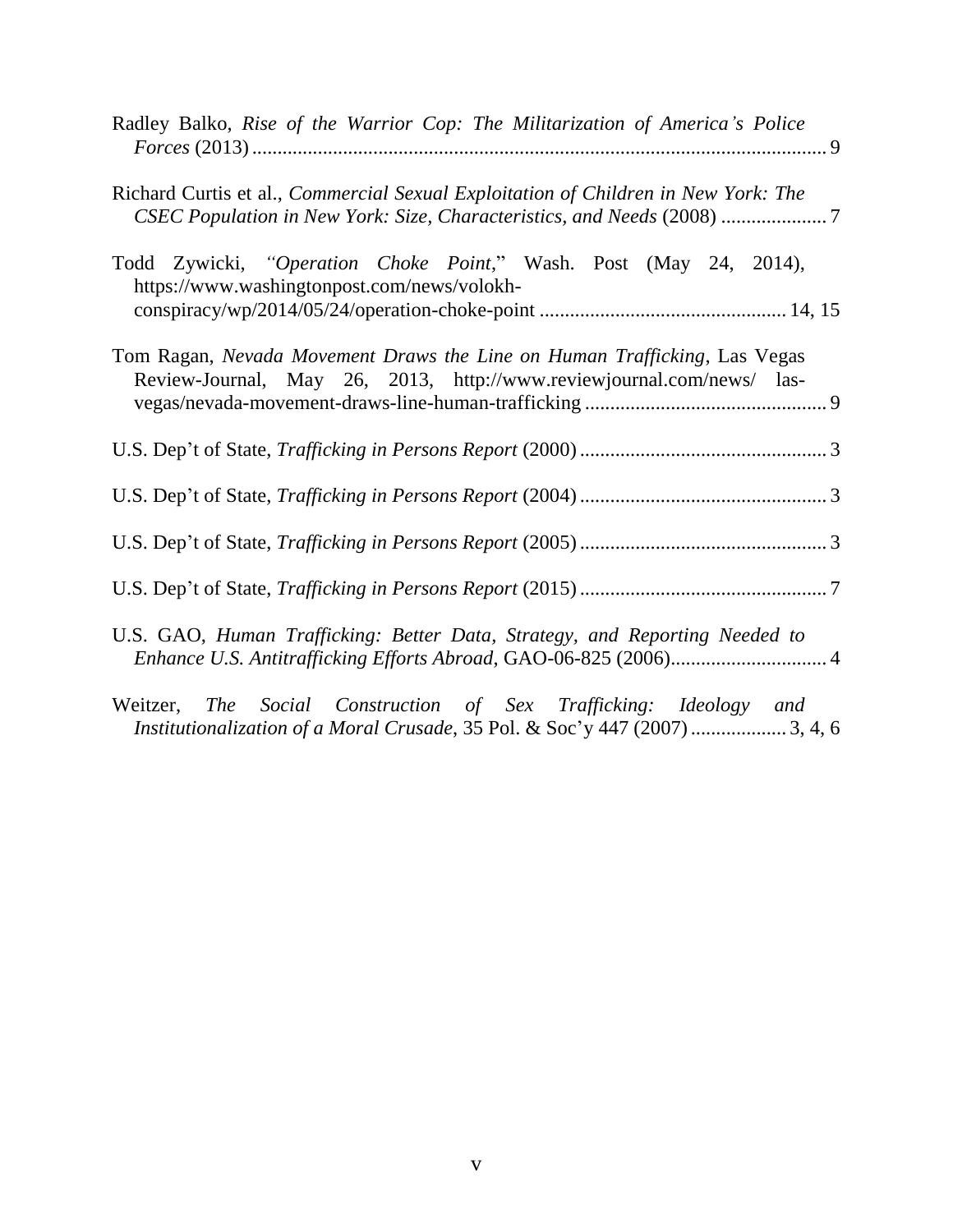Radley Balko, *Rise of the Warrior Cop: The Militarization of America's Police Forces* (2013) ........................................................................................................ 9

Richard Curtis et al., *Commercial Sexual Exploitation of Children in New York: The CSEC Population in New York: Size, Characteristics, and Needs* (2008) ..................... 7

Todd Zywicki, *"Operation Choke Point*," Wash. Post (May 24, 2014), https://www.washingtonpost.com/news/volokh-conspiracy/wp/2014/05/24/operation-choke-point ............................................... 14, 15

Tom Ragan, *Nevada Movement Draws the Line on Human Trafficking*, Las Vegas Review-Journal, May 26, 2013, http://www.reviewjournal.com/news/ las-vegas/nevada-movement-draws-line-human-trafficking ............................................... 9

U.S. Dep't of State, *Trafficking in Persons Report* (2000) ................................................ 3

U.S. Dep't of State, *Trafficking in Persons Report* (2004) ................................................ 3

U.S. Dep't of State, *Trafficking in Persons Report* (2005) ................................................ 3

U.S. Dep't of State, *Trafficking in Persons Report* (2015) ................................................ 7

U.S. GAO, *Human Trafficking: Better Data, Strategy, and Reporting Needed to Enhance U.S. Antitrafficking Efforts Abroad*, GAO-06-825 (2006)............................... 4

Weitzer, *The Social Construction of Sex Trafficking: Ideology and Institutionalization of a Moral Crusade*, 35 Pol. & Soc'y 447 (2007) .................. 3, 4, 6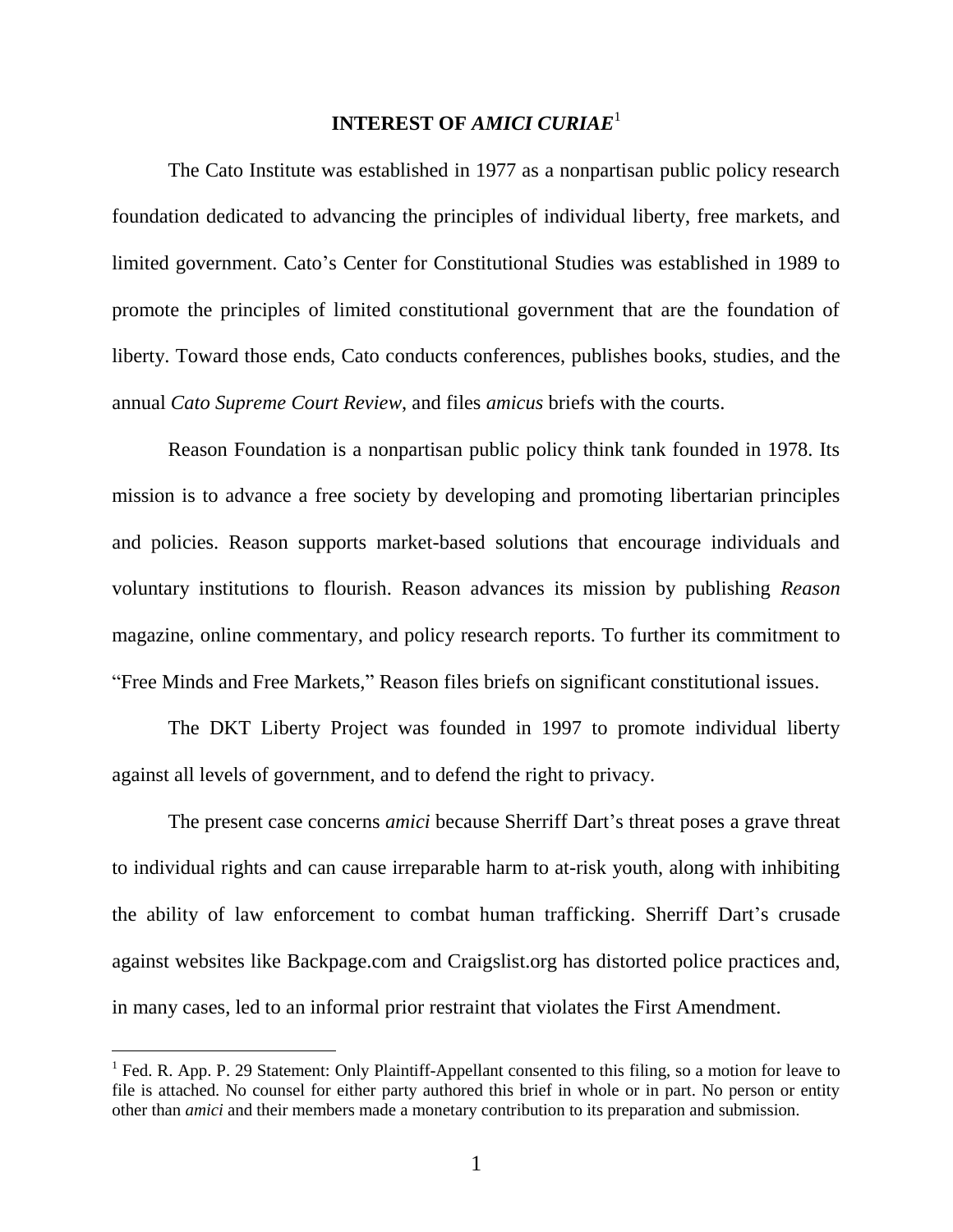## INTEREST OF *AMICI CURIAE*[1]

The Cato Institute was established in 1977 as a nonpartisan public policy research foundation dedicated to advancing the principles of individual liberty, free markets, and limited government. Cato's Center for Constitutional Studies was established in 1989 to promote the principles of limited constitutional government that are the foundation of liberty. Toward those ends, Cato conducts conferences, publishes books, studies, and the annual *Cato Supreme Court Review*, and files *amicus* briefs with the courts.

Reason Foundation is a nonpartisan public policy think tank founded in 1978. Its mission is to advance a free society by developing and promoting libertarian principles and policies. Reason supports market-based solutions that encourage individuals and voluntary institutions to flourish. Reason advances its mission by publishing *Reason* magazine, online commentary, and policy research reports. To further its commitment to "Free Minds and Free Markets," Reason files briefs on significant constitutional issues.

The DKT Liberty Project was founded in 1997 to promote individual liberty against all levels of government, and to defend the right to privacy.

The present case concerns *amici* because Sherriff Dart's threat poses a grave threat to individual rights and can cause irreparable harm to at-risk youth, along with inhibiting the ability of law enforcement to combat human trafficking. Sherriff Dart's crusade against websites like Backpage.com and Craigslist.org has distorted police practices and, in many cases, led to an informal prior restraint that violates the First Amendment.

---

[1] Fed. R. App. P. 29 Statement: Only Plaintiff-Appellant consented to this filing, so a motion for leave to file is attached. No counsel for either party authored this brief in whole or in part. No person or entity other than *amici* and their members made a monetary contribution to its preparation and submission.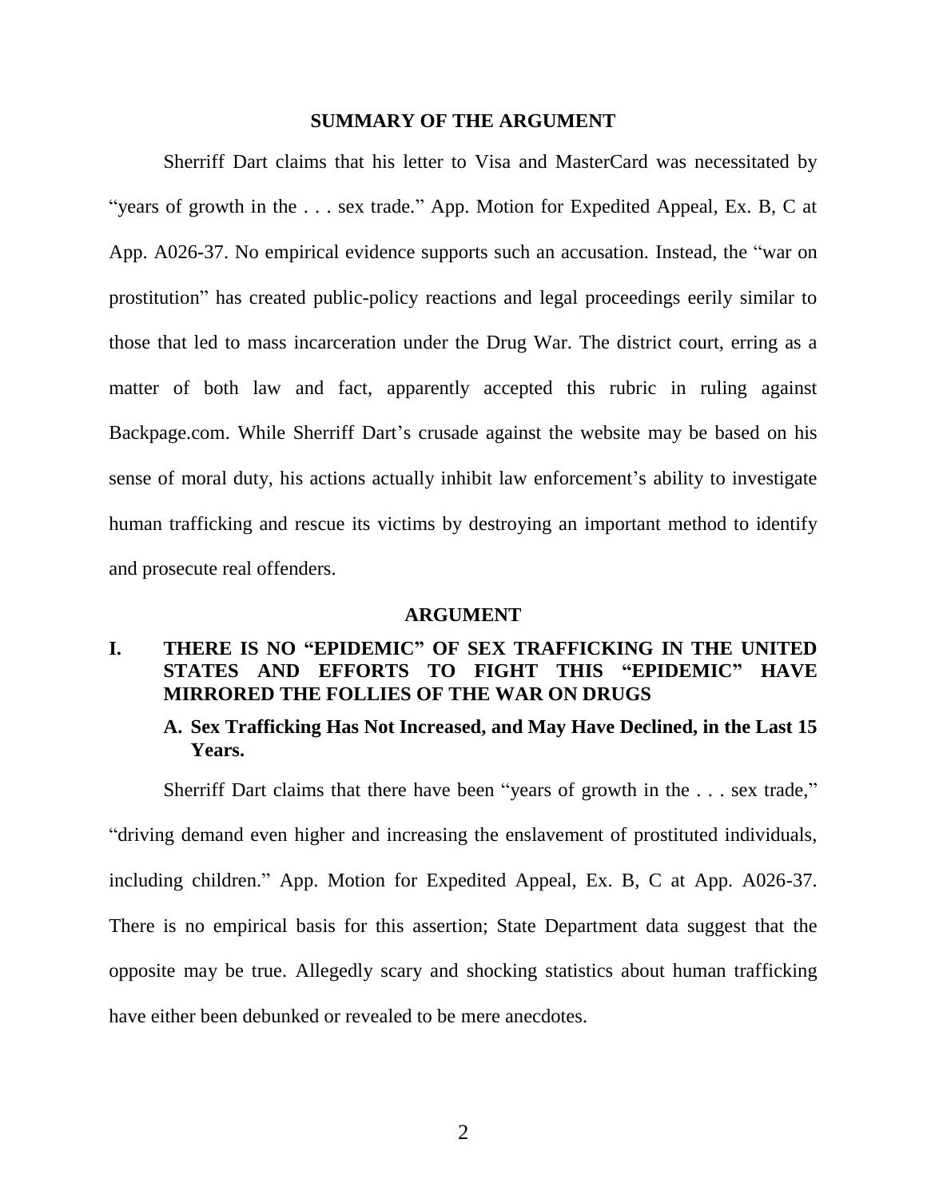## SUMMARY OF THE ARGUMENT

Sherriff Dart claims that his letter to Visa and MasterCard was necessitated by "years of growth in the . . . sex trade." App. Motion for Expedited Appeal, Ex. B, C at App. A026-37. No empirical evidence supports such an accusation. Instead, the "war on prostitution" has created public-policy reactions and legal proceedings eerily similar to those that led to mass incarceration under the Drug War. The district court, erring as a matter of both law and fact, apparently accepted this rubric in ruling against Backpage.com. While Sherriff Dart's crusade against the website may be based on his sense of moral duty, his actions actually inhibit law enforcement's ability to investigate human trafficking and rescue its victims by destroying an important method to identify and prosecute real offenders.

## ARGUMENT

### I. THERE IS NO "EPIDEMIC" OF SEX TRAFFICKING IN THE UNITED STATES AND EFFORTS TO FIGHT THIS "EPIDEMIC" HAVE MIRRORED THE FOLLIES OF THE WAR ON DRUGS

#### A. Sex Trafficking Has Not Increased, and May Have Declined, in the Last 15 Years.

Sherriff Dart claims that there have been "years of growth in the . . . sex trade," "driving demand even higher and increasing the enslavement of prostituted individuals, including children." App. Motion for Expedited Appeal, Ex. B, C at App. A026-37. There is no empirical basis for this assertion; State Department data suggest that the opposite may be true. Allegedly scary and shocking statistics about human trafficking have either been debunked or revealed to be mere anecdotes.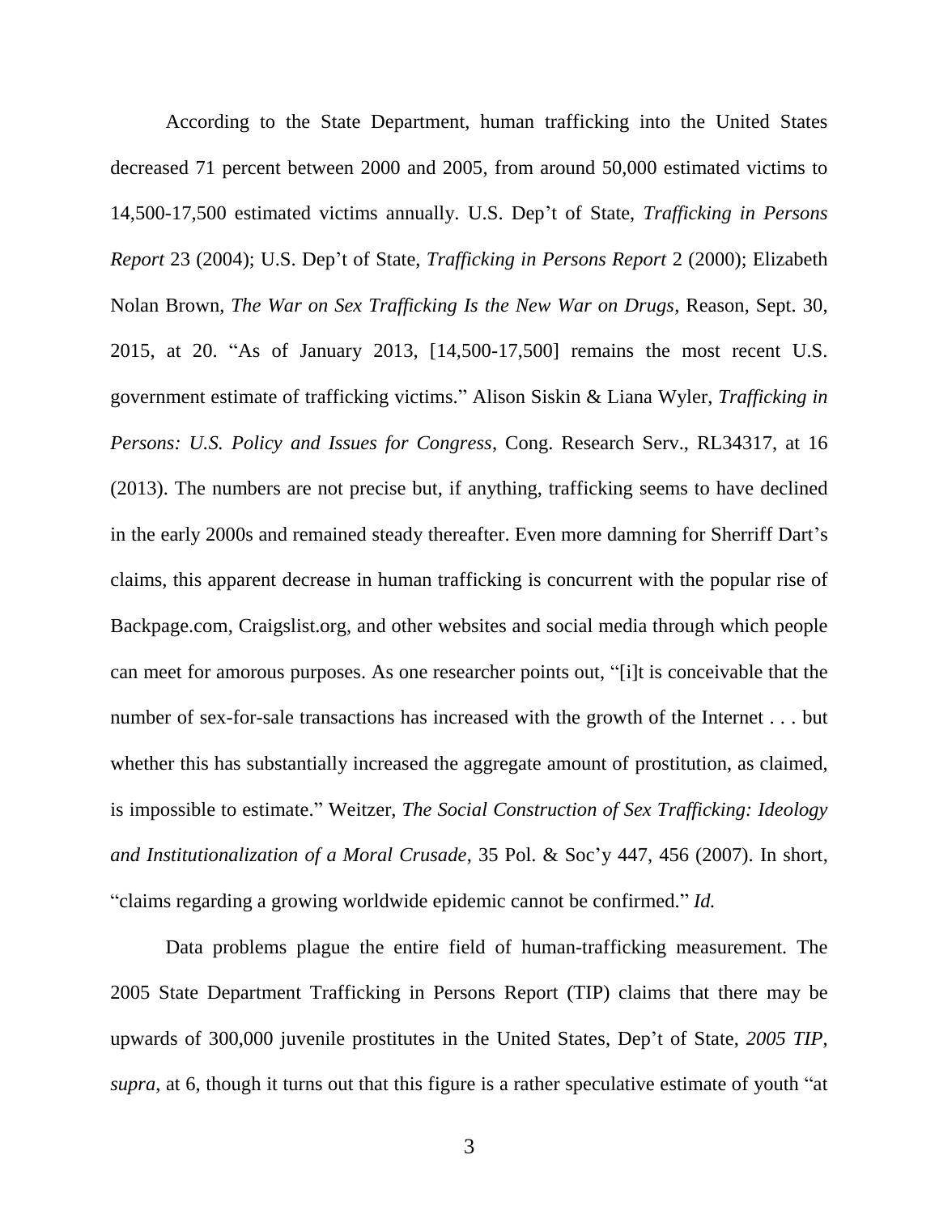According to the State Department, human trafficking into the United States decreased 71 percent between 2000 and 2005, from around 50,000 estimated victims to 14,500-17,500 estimated victims annually. U.S. Dep't of State, *Trafficking in Persons Report* 23 (2004); U.S. Dep't of State, *Trafficking in Persons Report* 2 (2000); Elizabeth Nolan Brown, *The War on Sex Trafficking Is the New War on Drugs*, Reason, Sept. 30, 2015, at 20. "As of January 2013, [14,500-17,500] remains the most recent U.S. government estimate of trafficking victims." Alison Siskin & Liana Wyler, *Trafficking in Persons: U.S. Policy and Issues for Congress*, Cong. Research Serv., RL34317, at 16 (2013). The numbers are not precise but, if anything, trafficking seems to have declined in the early 2000s and remained steady thereafter. Even more damning for Sherriff Dart's claims, this apparent decrease in human trafficking is concurrent with the popular rise of Backpage.com, Craigslist.org, and other websites and social media through which people can meet for amorous purposes. As one researcher points out, "[i]t is conceivable that the number of sex-for-sale transactions has increased with the growth of the Internet . . . but whether this has substantially increased the aggregate amount of prostitution, as claimed, is impossible to estimate." Weitzer, *The Social Construction of Sex Trafficking: Ideology and Institutionalization of a Moral Crusade*, 35 Pol. & Soc'y 447, 456 (2007). In short, "claims regarding a growing worldwide epidemic cannot be confirmed." *Id.*

Data problems plague the entire field of human-trafficking measurement. The 2005 State Department Trafficking in Persons Report (TIP) claims that there may be upwards of 300,000 juvenile prostitutes in the United States, Dep't of State, *2005 TIP*, *supra*, at 6, though it turns out that this figure is a rather speculative estimate of youth "at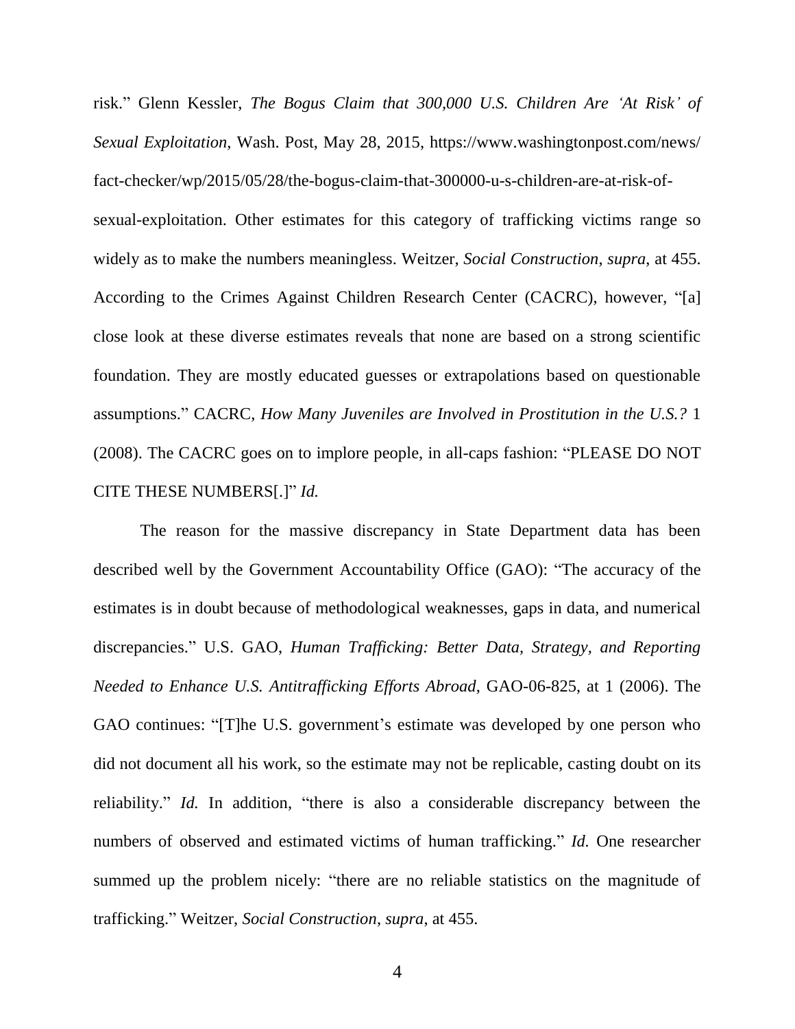risk." Glenn Kessler, *The Bogus Claim that 300,000 U.S. Children Are 'At Risk' of Sexual Exploitation*, Wash. Post, May 28, 2015, https://www.washingtonpost.com/news/fact-checker/wp/2015/05/28/the-bogus-claim-that-300000-u-s-children-are-at-risk-of-sexual-exploitation. Other estimates for this category of trafficking victims range so widely as to make the numbers meaningless. Weitzer, *Social Construction*, *supra*, at 455. According to the Crimes Against Children Research Center (CACRC), however, "[a] close look at these diverse estimates reveals that none are based on a strong scientific foundation. They are mostly educated guesses or extrapolations based on questionable assumptions." CACRC, *How Many Juveniles are Involved in Prostitution in the U.S.?* 1 (2008). The CACRC goes on to implore people, in all-caps fashion: "PLEASE DO NOT CITE THESE NUMBERS[.]" *Id.*

The reason for the massive discrepancy in State Department data has been described well by the Government Accountability Office (GAO): "The accuracy of the estimates is in doubt because of methodological weaknesses, gaps in data, and numerical discrepancies." U.S. GAO, *Human Trafficking: Better Data, Strategy, and Reporting Needed to Enhance U.S. Antitrafficking Efforts Abroad*, GAO-06-825, at 1 (2006). The GAO continues: "[T]he U.S. government's estimate was developed by one person who did not document all his work, so the estimate may not be replicable, casting doubt on its reliability." *Id.* In addition, "there is also a considerable discrepancy between the numbers of observed and estimated victims of human trafficking." *Id.* One researcher summed up the problem nicely: "there are no reliable statistics on the magnitude of trafficking." Weitzer, *Social Construction*, *supra*, at 455.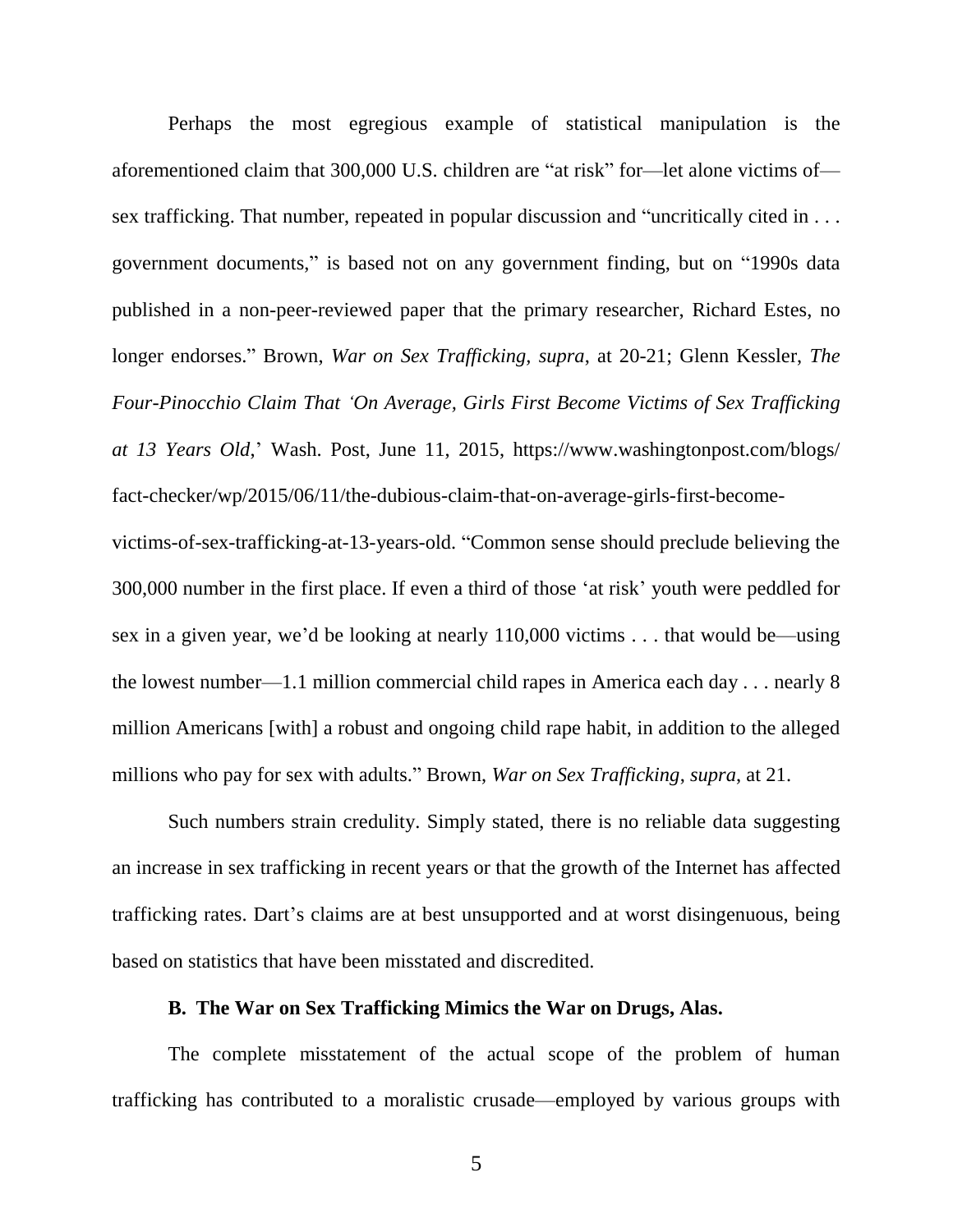Perhaps the most egregious example of statistical manipulation is the aforementioned claim that 300,000 U.S. children are "at risk" for—let alone victims of—sex trafficking. That number, repeated in popular discussion and "uncritically cited in . . . government documents," is based not on any government finding, but on "1990s data published in a non-peer-reviewed paper that the primary researcher, Richard Estes, no longer endorses." Brown, *War on Sex Trafficking, supra*, at 20-21; Glenn Kessler, *The Four-Pinocchio Claim That 'On Average, Girls First Become Victims of Sex Trafficking at 13 Years Old*,' Wash. Post, June 11, 2015, https://www.washingtonpost.com/blogs/fact-checker/wp/2015/06/11/the-dubious-claim-that-on-average-girls-first-become-victims-of-sex-trafficking-at-13-years-old. "Common sense should preclude believing the 300,000 number in the first place. If even a third of those 'at risk' youth were peddled for sex in a given year, we'd be looking at nearly 110,000 victims . . . that would be—using the lowest number—1.1 million commercial child rapes in America each day . . . nearly 8 million Americans [with] a robust and ongoing child rape habit, in addition to the alleged millions who pay for sex with adults." Brown, *War on Sex Trafficking*, *supra*, at 21.

Such numbers strain credulity. Simply stated, there is no reliable data suggesting an increase in sex trafficking in recent years or that the growth of the Internet has affected trafficking rates. Dart's claims are at best unsupported and at worst disingenuous, being based on statistics that have been misstated and discredited.

### B. The War on Sex Trafficking Mimics the War on Drugs, Alas.

The complete misstatement of the actual scope of the problem of human trafficking has contributed to a moralistic crusade—employed by various groups with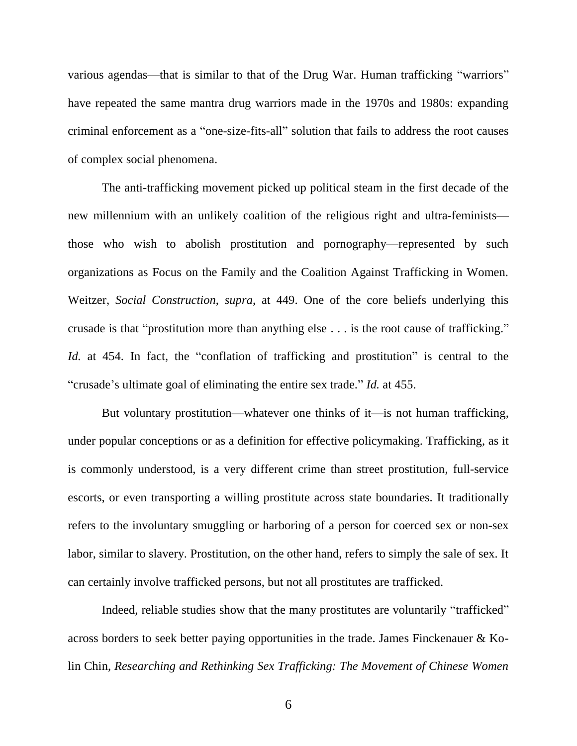various agendas—that is similar to that of the Drug War. Human trafficking "warriors" have repeated the same mantra drug warriors made in the 1970s and 1980s: expanding criminal enforcement as a "one-size-fits-all" solution that fails to address the root causes of complex social phenomena.

The anti-trafficking movement picked up political steam in the first decade of the new millennium with an unlikely coalition of the religious right and ultra-feminists—those who wish to abolish prostitution and pornography—represented by such organizations as Focus on the Family and the Coalition Against Trafficking in Women. Weitzer, *Social Construction*, *supra*, at 449. One of the core beliefs underlying this crusade is that "prostitution more than anything else . . . is the root cause of trafficking." *Id.* at 454. In fact, the "conflation of trafficking and prostitution" is central to the "crusade's ultimate goal of eliminating the entire sex trade." *Id.* at 455.

But voluntary prostitution—whatever one thinks of it—is not human trafficking, under popular conceptions or as a definition for effective policymaking. Trafficking, as it is commonly understood, is a very different crime than street prostitution, full-service escorts, or even transporting a willing prostitute across state boundaries. It traditionally refers to the involuntary smuggling or harboring of a person for coerced sex or non-sex labor, similar to slavery. Prostitution, on the other hand, refers to simply the sale of sex. It can certainly involve trafficked persons, but not all prostitutes are trafficked.

Indeed, reliable studies show that the many prostitutes are voluntarily "trafficked" across borders to seek better paying opportunities in the trade. James Finckenauer & Ko-lin Chin, *Researching and Rethinking Sex Trafficking: The Movement of Chinese Women*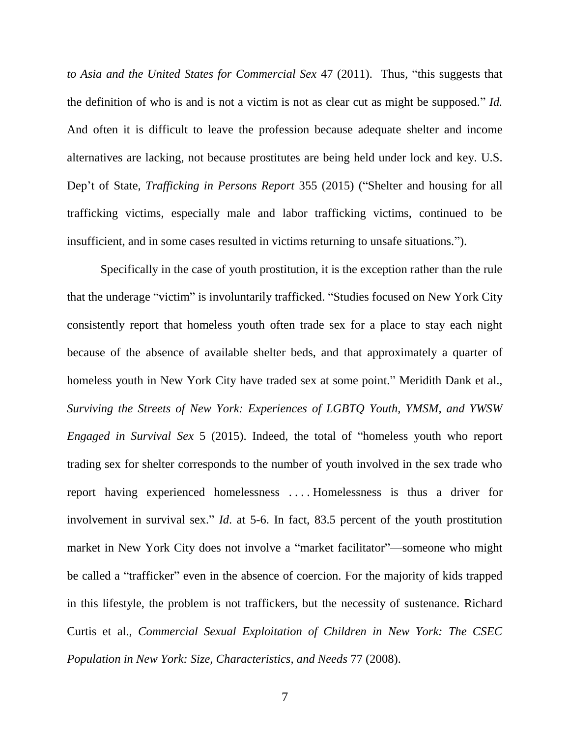*to Asia and the United States for Commercial Sex* 47 (2011). Thus, "this suggests that the definition of who is and is not a victim is not as clear cut as might be supposed." *Id.* And often it is difficult to leave the profession because adequate shelter and income alternatives are lacking, not because prostitutes are being held under lock and key. U.S. Dep't of State, *Trafficking in Persons Report* 355 (2015) ("Shelter and housing for all trafficking victims, especially male and labor trafficking victims, continued to be insufficient, and in some cases resulted in victims returning to unsafe situations.").

Specifically in the case of youth prostitution, it is the exception rather than the rule that the underage "victim" is involuntarily trafficked. "Studies focused on New York City consistently report that homeless youth often trade sex for a place to stay each night because of the absence of available shelter beds, and that approximately a quarter of homeless youth in New York City have traded sex at some point." Meridith Dank et al., *Surviving the Streets of New York: Experiences of LGBTQ Youth, YMSM, and YWSW Engaged in Survival Sex* 5 (2015). Indeed, the total of "homeless youth who report trading sex for shelter corresponds to the number of youth involved in the sex trade who report having experienced homelessness . . . . Homelessness is thus a driver for involvement in survival sex." *Id.* at 5-6. In fact, 83.5 percent of the youth prostitution market in New York City does not involve a "market facilitator"—someone who might be called a "trafficker" even in the absence of coercion. For the majority of kids trapped in this lifestyle, the problem is not traffickers, but the necessity of sustenance. Richard Curtis et al., *Commercial Sexual Exploitation of Children in New York: The CSEC Population in New York: Size, Characteristics, and Needs* 77 (2008).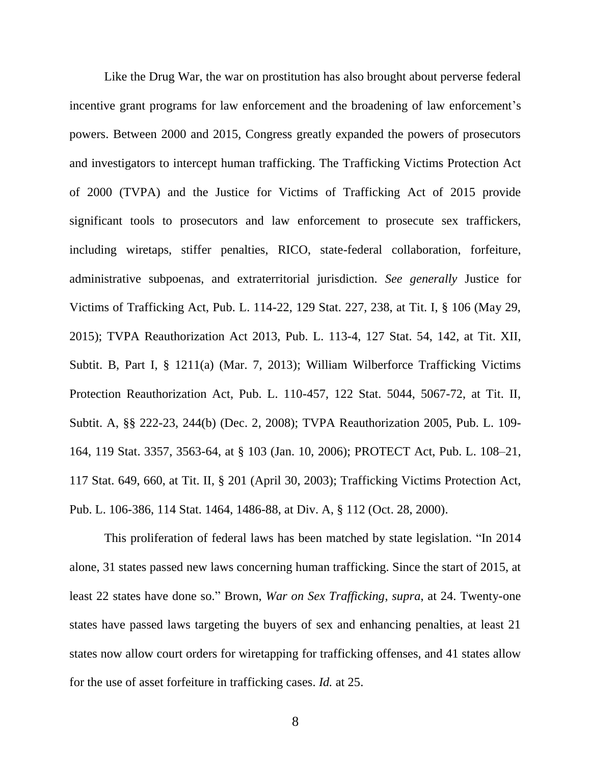Like the Drug War, the war on prostitution has also brought about perverse federal incentive grant programs for law enforcement and the broadening of law enforcement's powers. Between 2000 and 2015, Congress greatly expanded the powers of prosecutors and investigators to intercept human trafficking. The Trafficking Victims Protection Act of 2000 (TVPA) and the Justice for Victims of Trafficking Act of 2015 provide significant tools to prosecutors and law enforcement to prosecute sex traffickers, including wiretaps, stiffer penalties, RICO, state-federal collaboration, forfeiture, administrative subpoenas, and extraterritorial jurisdiction. *See generally* Justice for Victims of Trafficking Act, Pub. L. 114-22, 129 Stat. 227, 238, at Tit. I, § 106 (May 29, 2015); TVPA Reauthorization Act 2013, Pub. L. 113-4, 127 Stat. 54, 142, at Tit. XII, Subtit. B, Part I, § 1211(a) (Mar. 7, 2013); William Wilberforce Trafficking Victims Protection Reauthorization Act, Pub. L. 110-457, 122 Stat. 5044, 5067-72, at Tit. II, Subtit. A, §§ 222-23, 244(b) (Dec. 2, 2008); TVPA Reauthorization 2005, Pub. L. 109-164, 119 Stat. 3357, 3563-64, at § 103 (Jan. 10, 2006); PROTECT Act, Pub. L. 108–21, 117 Stat. 649, 660, at Tit. II, § 201 (April 30, 2003); Trafficking Victims Protection Act, Pub. L. 106-386, 114 Stat. 1464, 1486-88, at Div. A, § 112 (Oct. 28, 2000).

This proliferation of federal laws has been matched by state legislation. "In 2014 alone, 31 states passed new laws concerning human trafficking. Since the start of 2015, at least 22 states have done so." Brown, *War on Sex Trafficking*, *supra*, at 24. Twenty-one states have passed laws targeting the buyers of sex and enhancing penalties, at least 21 states now allow court orders for wiretapping for trafficking offenses, and 41 states allow for the use of asset forfeiture in trafficking cases. *Id.* at 25.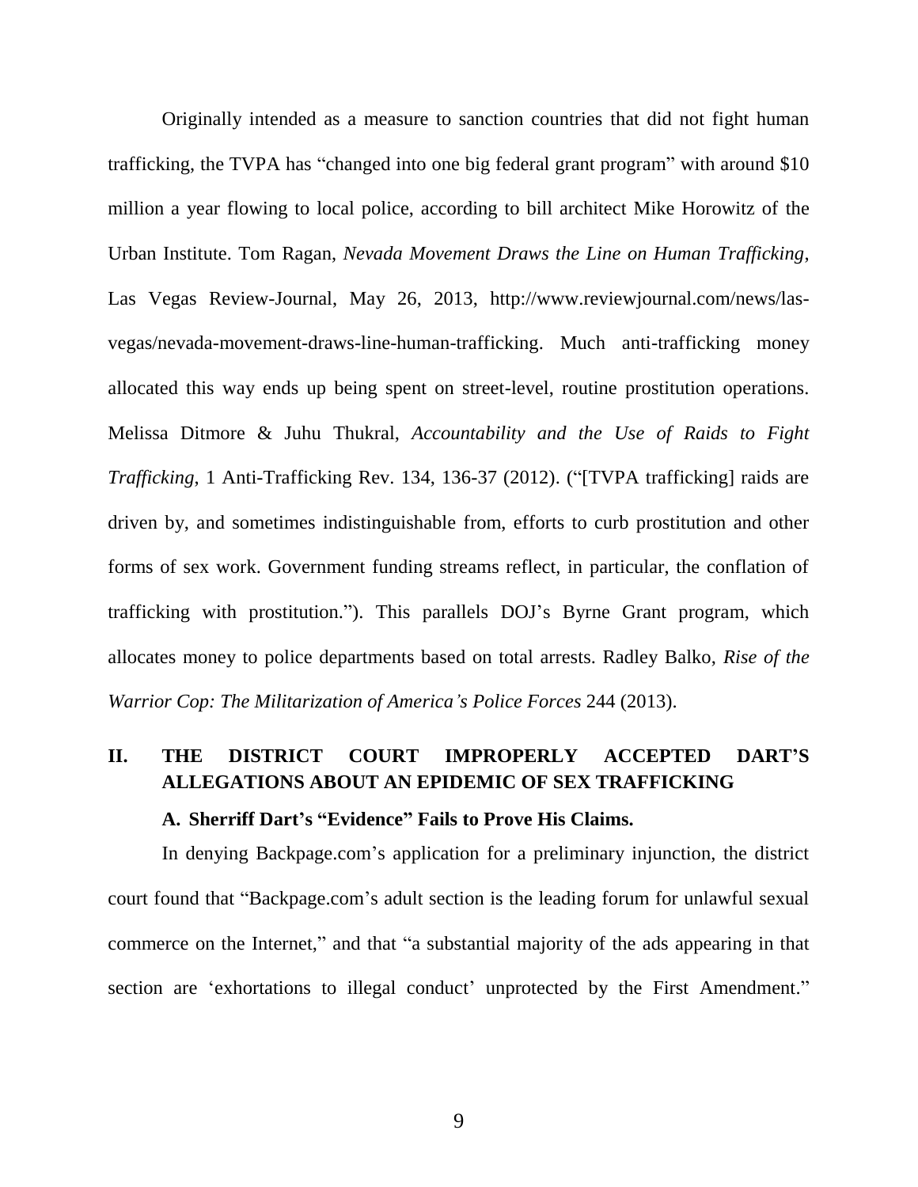Originally intended as a measure to sanction countries that did not fight human trafficking, the TVPA has "changed into one big federal grant program" with around $10 million a year flowing to local police, according to bill architect Mike Horowitz of the Urban Institute. Tom Ragan, *Nevada Movement Draws the Line on Human Trafficking*, Las Vegas Review-Journal, May 26, 2013, http://www.reviewjournal.com/news/las-vegas/nevada-movement-draws-line-human-trafficking. Much anti-trafficking money allocated this way ends up being spent on street-level, routine prostitution operations. Melissa Ditmore & Juhu Thukral, *Accountability and the Use of Raids to Fight Trafficking*, 1 Anti-Trafficking Rev. 134, 136-37 (2012). ("[TVPA trafficking] raids are driven by, and sometimes indistinguishable from, efforts to curb prostitution and other forms of sex work. Government funding streams reflect, in particular, the conflation of trafficking with prostitution."). This parallels DOJ's Byrne Grant program, which allocates money to police departments based on total arrests. Radley Balko, *Rise of the Warrior Cop: The Militarization of America's Police Forces* 244 (2013).

## II. THE DISTRICT COURT IMPROPERLY ACCEPTED DART'S ALLEGATIONS ABOUT AN EPIDEMIC OF SEX TRAFFICKING

### A. Sherriff Dart's "Evidence" Fails to Prove His Claims.

In denying Backpage.com's application for a preliminary injunction, the district court found that "Backpage.com's adult section is the leading forum for unlawful sexual commerce on the Internet," and that "a substantial majority of the ads appearing in that section are 'exhortations to illegal conduct' unprotected by the First Amendment."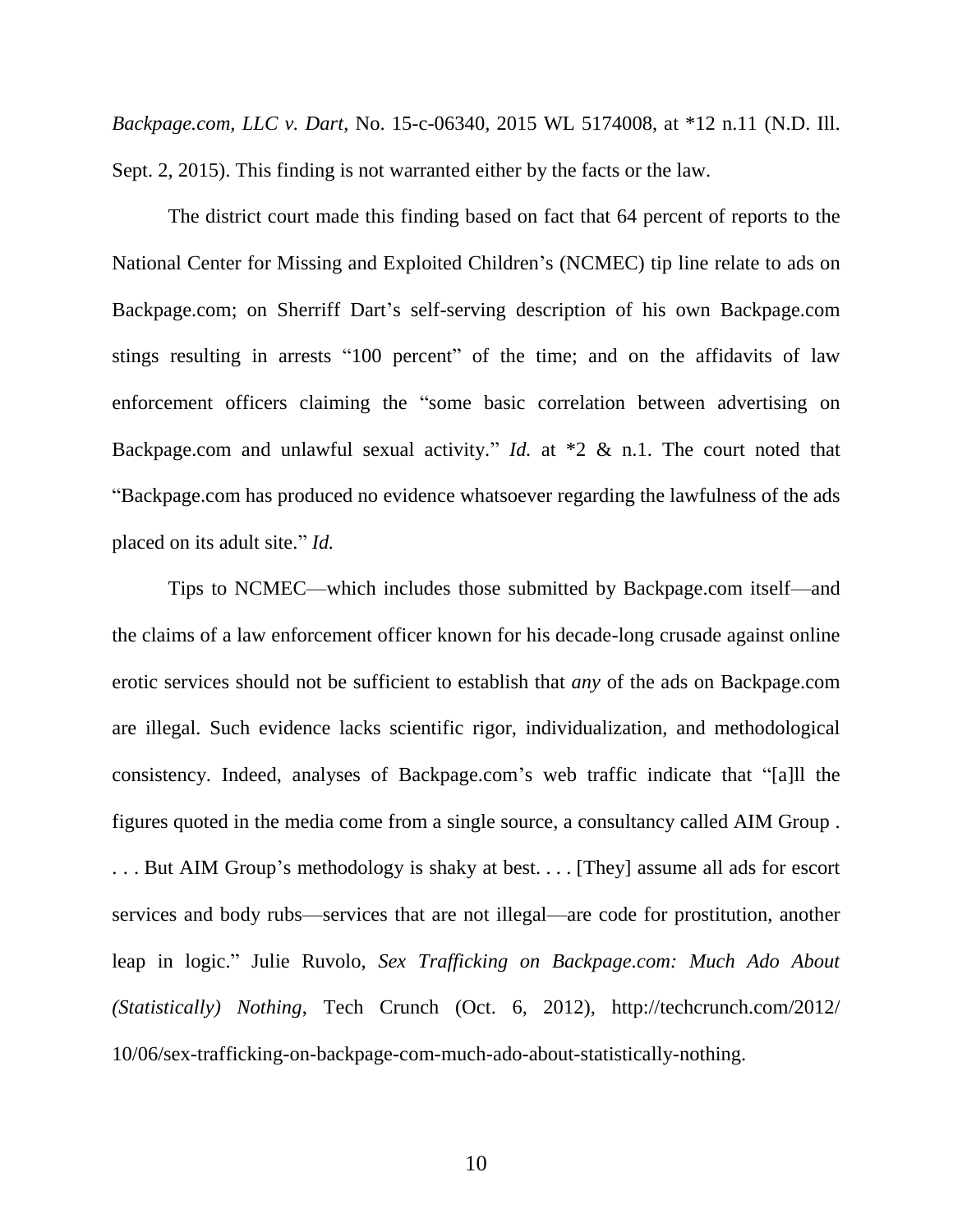*Backpage.com, LLC v. Dart*, No. 15-c-06340, 2015 WL 5174008, at *12 n.11 (N.D. Ill. Sept. 2, 2015). This finding is not warranted either by the facts or the law.

The district court made this finding based on fact that 64 percent of reports to the National Center for Missing and Exploited Children's (NCMEC) tip line relate to ads on Backpage.com; on Sherriff Dart's self-serving description of his own Backpage.com stings resulting in arrests "100 percent" of the time; and on the affidavits of law enforcement officers claiming the "some basic correlation between advertising on Backpage.com and unlawful sexual activity." *Id.* at *2 & n.1. The court noted that "Backpage.com has produced no evidence whatsoever regarding the lawfulness of the ads placed on its adult site." *Id.*

Tips to NCMEC—which includes those submitted by Backpage.com itself—and the claims of a law enforcement officer known for his decade-long crusade against online erotic services should not be sufficient to establish that *any* of the ads on Backpage.com are illegal. Such evidence lacks scientific rigor, individualization, and methodological consistency. Indeed, analyses of Backpage.com's web traffic indicate that "[a]ll the figures quoted in the media come from a single source, a consultancy called AIM Group . . . . But AIM Group's methodology is shaky at best. . . . [They] assume all ads for escort services and body rubs—services that are not illegal—are code for prostitution, another leap in logic." Julie Ruvolo, *Sex Trafficking on Backpage.com: Much Ado About (Statistically) Nothing*, Tech Crunch (Oct. 6, 2012), http://techcrunch.com/2012/10/06/sex-trafficking-on-backpage-com-much-ado-about-statistically-nothing.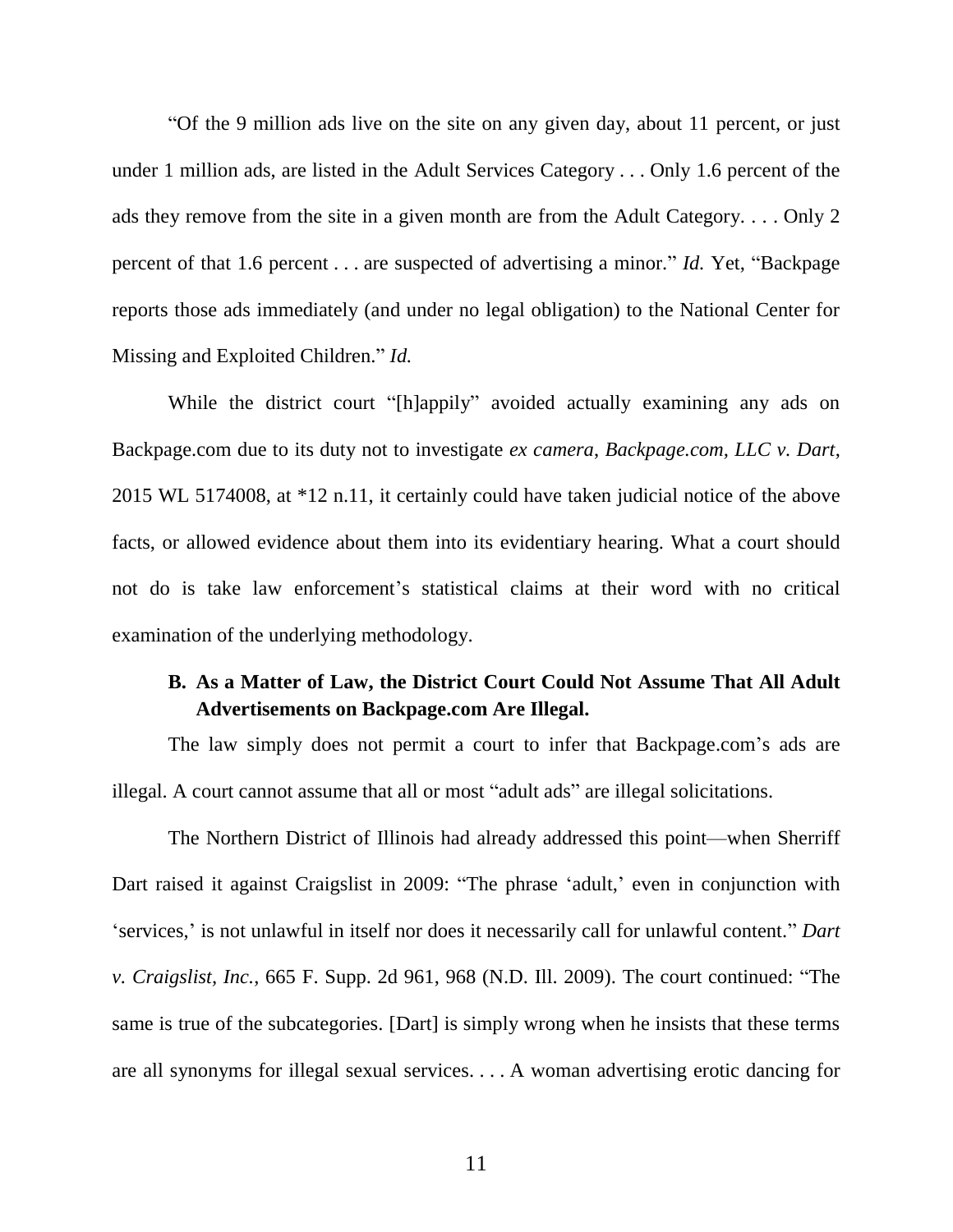"Of the 9 million ads live on the site on any given day, about 11 percent, or just under 1 million ads, are listed in the Adult Services Category . . . Only 1.6 percent of the ads they remove from the site in a given month are from the Adult Category. . . . Only 2 percent of that 1.6 percent . . . are suspected of advertising a minor." *Id.* Yet, "Backpage reports those ads immediately (and under no legal obligation) to the National Center for Missing and Exploited Children." *Id.*

While the district court "[h]appily" avoided actually examining any ads on Backpage.com due to its duty not to investigate *ex camera*, *Backpage.com, LLC v. Dart*, 2015 WL 5174008, at *12 n.11, it certainly could have taken judicial notice of the above facts, or allowed evidence about them into its evidentiary hearing. What a court should not do is take law enforcement's statistical claims at their word with no critical examination of the underlying methodology.

### B. As a Matter of Law, the District Court Could Not Assume That All Adult Advertisements on Backpage.com Are Illegal.

The law simply does not permit a court to infer that Backpage.com's ads are illegal. A court cannot assume that all or most "adult ads" are illegal solicitations.

The Northern District of Illinois had already addressed this point—when Sherriff Dart raised it against Craigslist in 2009: "The phrase 'adult,' even in conjunction with 'services,' is not unlawful in itself nor does it necessarily call for unlawful content." *Dart v. Craigslist, Inc.*, 665 F. Supp. 2d 961, 968 (N.D. Ill. 2009). The court continued: "The same is true of the subcategories. [Dart] is simply wrong when he insists that these terms are all synonyms for illegal sexual services. . . . A woman advertising erotic dancing for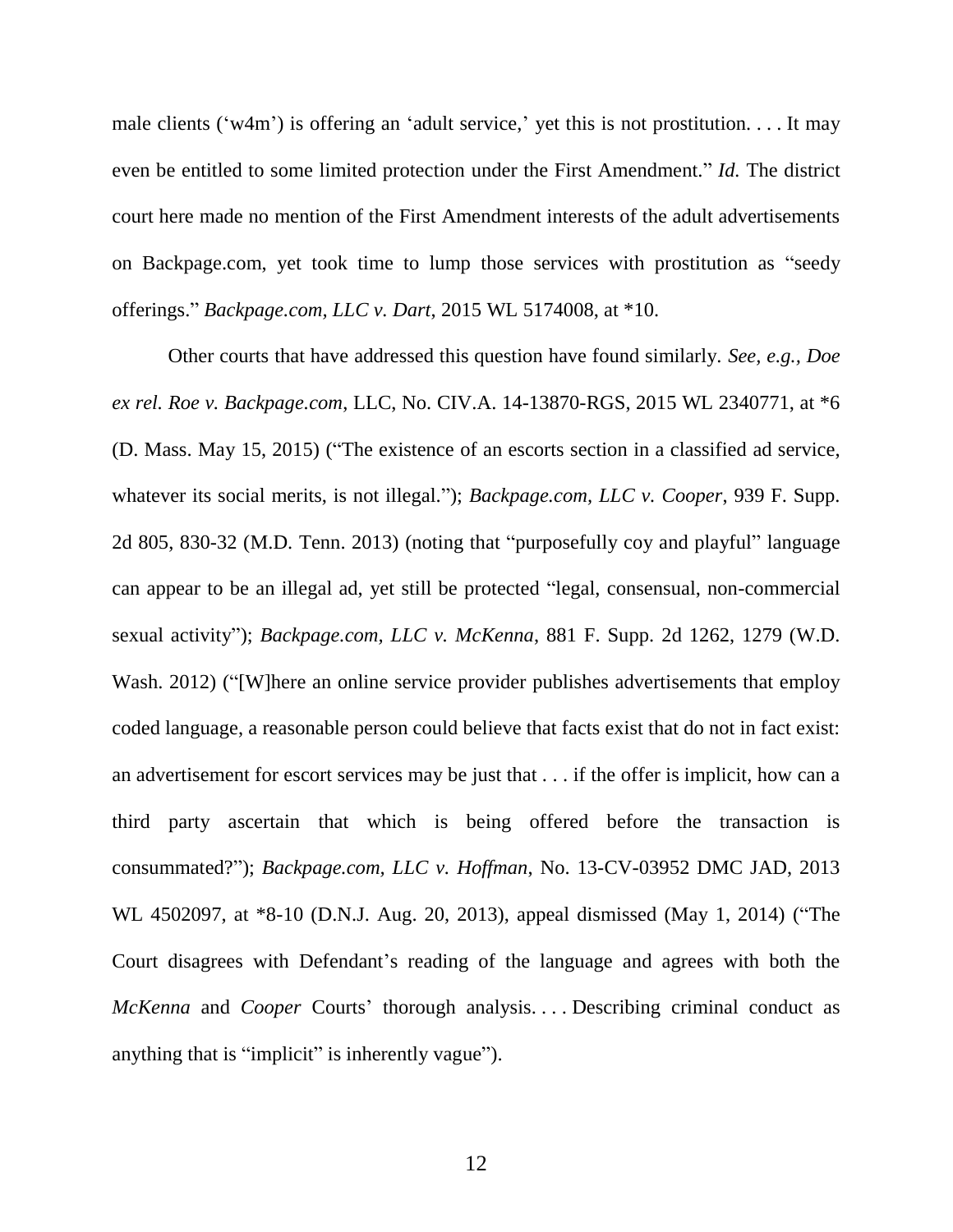male clients ('w4m') is offering an 'adult service,' yet this is not prostitution. . . . It may even be entitled to some limited protection under the First Amendment." *Id.* The district court here made no mention of the First Amendment interests of the adult advertisements on Backpage.com, yet took time to lump those services with prostitution as "seedy offerings." *Backpage.com, LLC v. Dart*, 2015 WL 5174008, at *10.

Other courts that have addressed this question have found similarly. *See, e.g.*, *Doe ex rel. Roe v. Backpage.com*, LLC, No. CIV.A. 14-13870-RGS, 2015 WL 2340771, at *6 (D. Mass. May 15, 2015) ("The existence of an escorts section in a classified ad service, whatever its social merits, is not illegal."); *Backpage.com, LLC v. Cooper*, 939 F. Supp. 2d 805, 830-32 (M.D. Tenn. 2013) (noting that "purposefully coy and playful" language can appear to be an illegal ad, yet still be protected "legal, consensual, non-commercial sexual activity"); *Backpage.com, LLC v. McKenna*, 881 F. Supp. 2d 1262, 1279 (W.D. Wash. 2012) ("[W]here an online service provider publishes advertisements that employ coded language, a reasonable person could believe that facts exist that do not in fact exist: an advertisement for escort services may be just that . . . if the offer is implicit, how can a third party ascertain that which is being offered before the transaction is consummated?"); *Backpage.com, LLC v. Hoffman*, No. 13-CV-03952 DMC JAD, 2013 WL 4502097, at *8-10 (D.N.J. Aug. 20, 2013), appeal dismissed (May 1, 2014) ("The Court disagrees with Defendant's reading of the language and agrees with both the *McKenna* and *Cooper* Courts' thorough analysis. . . . Describing criminal conduct as anything that is "implicit" is inherently vague").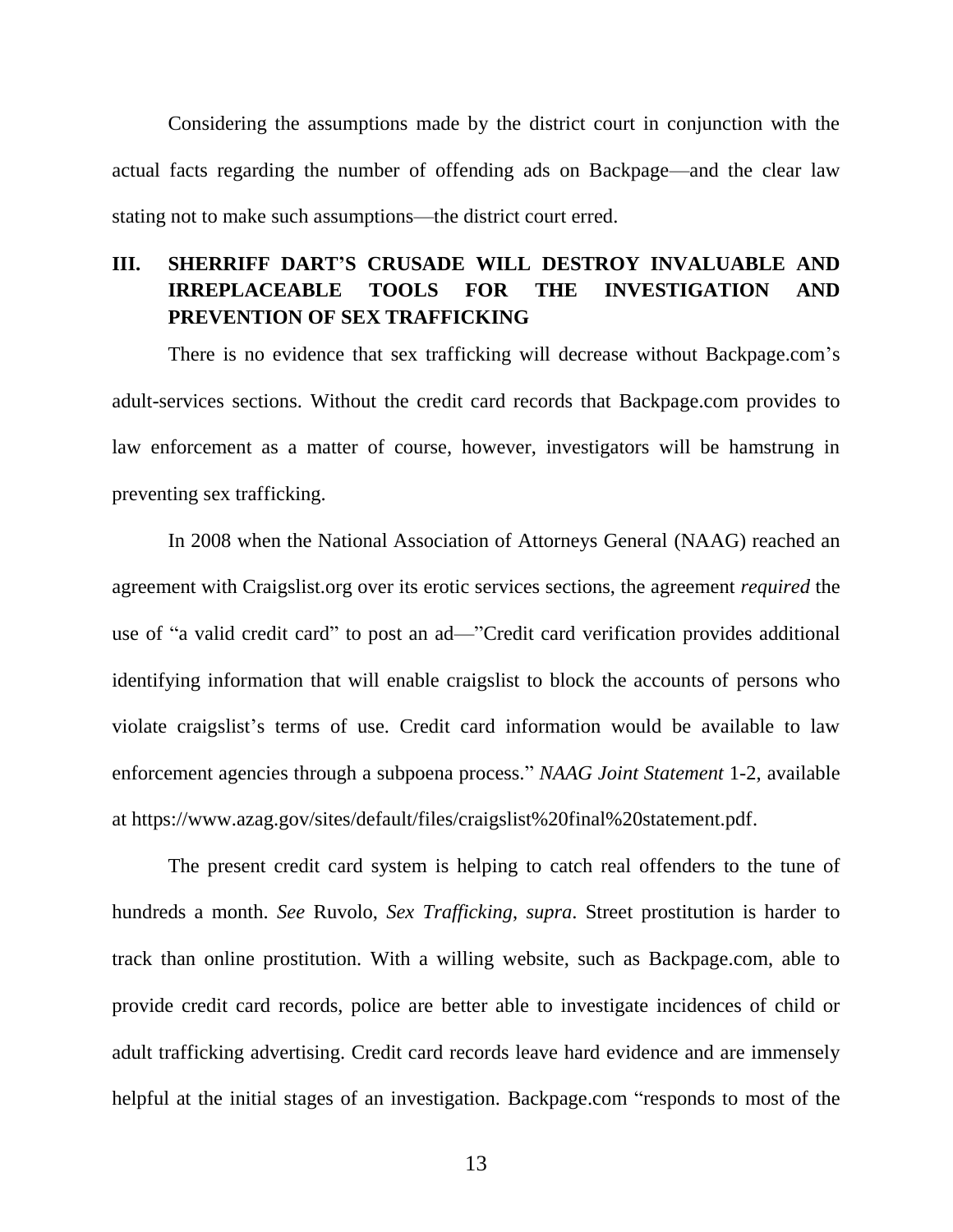Considering the assumptions made by the district court in conjunction with the actual facts regarding the number of offending ads on Backpage—and the clear law stating not to make such assumptions—the district court erred.

## III. SHERRIFF DART'S CRUSADE WILL DESTROY INVALUABLE AND IRREPLACEABLE TOOLS FOR THE INVESTIGATION AND PREVENTION OF SEX TRAFFICKING

There is no evidence that sex trafficking will decrease without Backpage.com's adult-services sections. Without the credit card records that Backpage.com provides to law enforcement as a matter of course, however, investigators will be hamstrung in preventing sex trafficking.

In 2008 when the National Association of Attorneys General (NAAG) reached an agreement with Craigslist.org over its erotic services sections, the agreement *required* the use of "a valid credit card" to post an ad—"Credit card verification provides additional identifying information that will enable craigslist to block the accounts of persons who violate craigslist's terms of use. Credit card information would be available to law enforcement agencies through a subpoena process." *NAAG Joint Statement* 1-2, available at https://www.azag.gov/sites/default/files/craigslist%20final%20statement.pdf.

The present credit card system is helping to catch real offenders to the tune of hundreds a month. *See* Ruvolo, *Sex Trafficking*, *supra*. Street prostitution is harder to track than online prostitution. With a willing website, such as Backpage.com, able to provide credit card records, police are better able to investigate incidences of child or adult trafficking advertising. Credit card records leave hard evidence and are immensely helpful at the initial stages of an investigation. Backpage.com "responds to most of the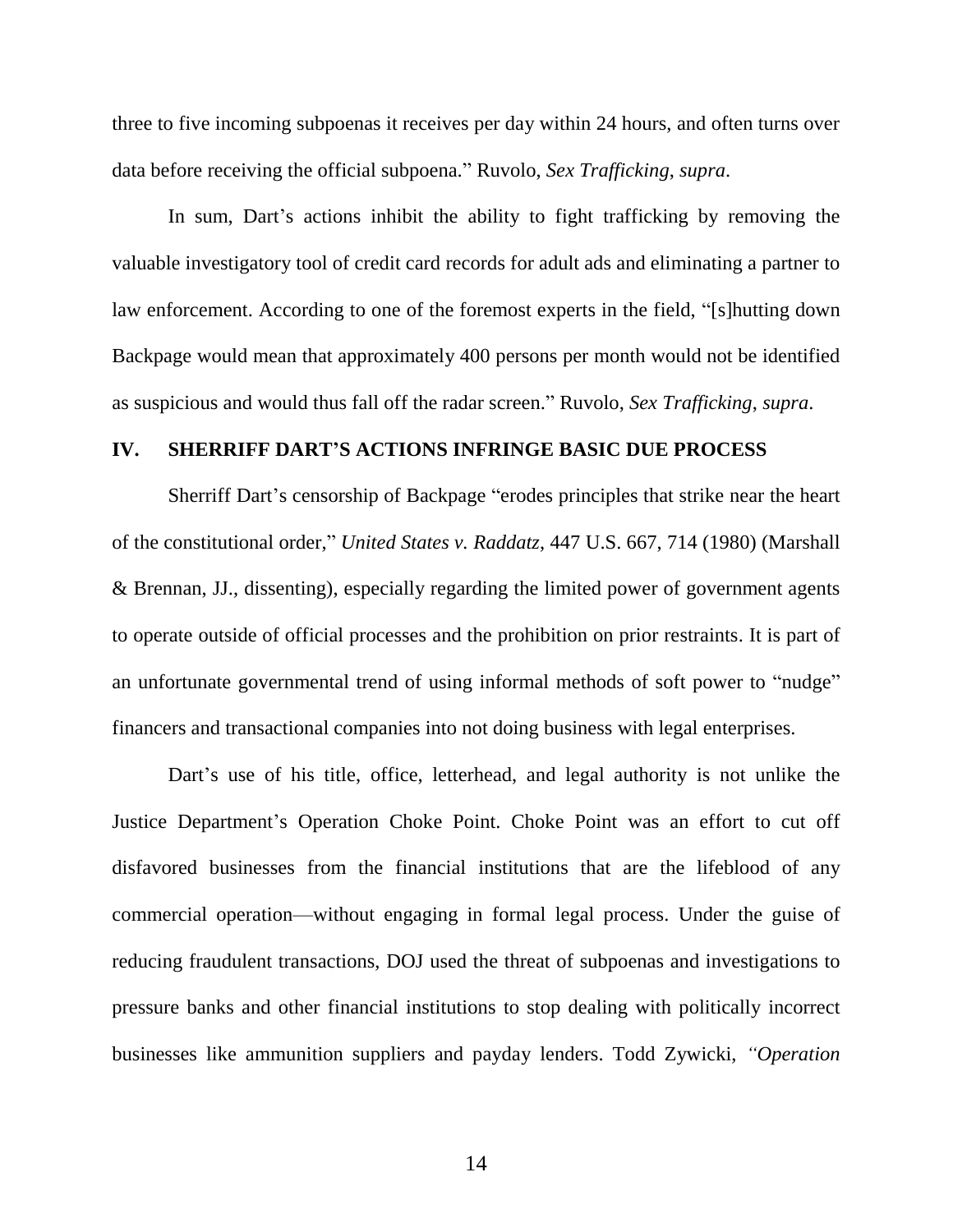three to five incoming subpoenas it receives per day within 24 hours, and often turns over data before receiving the official subpoena." Ruvolo, *Sex Trafficking*, *supra*.

In sum, Dart's actions inhibit the ability to fight trafficking by removing the valuable investigatory tool of credit card records for adult ads and eliminating a partner to law enforcement. According to one of the foremost experts in the field, "[s]hutting down Backpage would mean that approximately 400 persons per month would not be identified as suspicious and would thus fall off the radar screen." Ruvolo, *Sex Trafficking*, *supra*.

## IV. SHERRIFF DART'S ACTIONS INFRINGE BASIC DUE PROCESS

Sherriff Dart's censorship of Backpage "erodes principles that strike near the heart of the constitutional order," *United States v. Raddatz*, 447 U.S. 667, 714 (1980) (Marshall & Brennan, JJ., dissenting), especially regarding the limited power of government agents to operate outside of official processes and the prohibition on prior restraints. It is part of an unfortunate governmental trend of using informal methods of soft power to "nudge" financers and transactional companies into not doing business with legal enterprises.

Dart's use of his title, office, letterhead, and legal authority is not unlike the Justice Department's Operation Choke Point. Choke Point was an effort to cut off disfavored businesses from the financial institutions that are the lifeblood of any commercial operation—without engaging in formal legal process. Under the guise of reducing fraudulent transactions, DOJ used the threat of subpoenas and investigations to pressure banks and other financial institutions to stop dealing with politically incorrect businesses like ammunition suppliers and payday lenders. Todd Zywicki, *"Operation*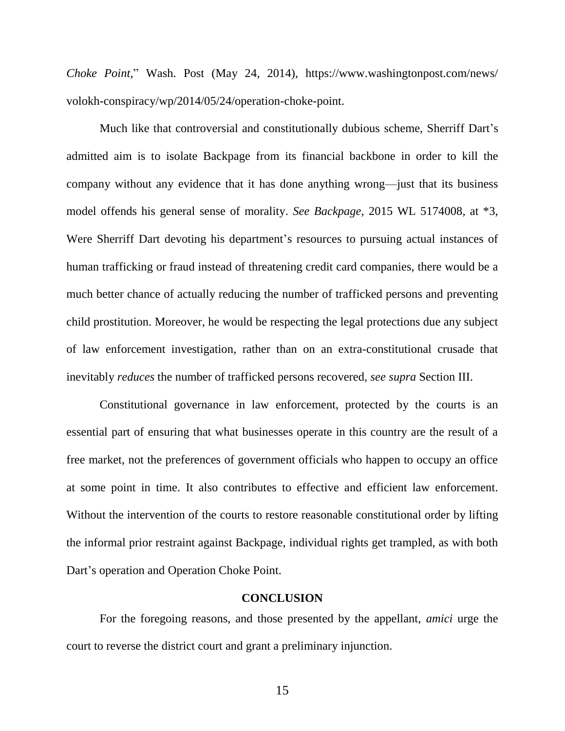*Choke Point*," Wash. Post (May 24, 2014), https://www.washingtonpost.com/news/volokh-conspiracy/wp/2014/05/24/operation-choke-point.

Much like that controversial and constitutionally dubious scheme, Sherriff Dart's admitted aim is to isolate Backpage from its financial backbone in order to kill the company without any evidence that it has done anything wrong—just that its business model offends his general sense of morality. *See Backpage*, 2015 WL 5174008, at *3, Were Sherriff Dart devoting his department's resources to pursuing actual instances of human trafficking or fraud instead of threatening credit card companies, there would be a much better chance of actually reducing the number of trafficked persons and preventing child prostitution. Moreover, he would be respecting the legal protections due any subject of law enforcement investigation, rather than on an extra-constitutional crusade that inevitably *reduces* the number of trafficked persons recovered, *see supra* Section III.

Constitutional governance in law enforcement, protected by the courts is an essential part of ensuring that what businesses operate in this country are the result of a free market, not the preferences of government officials who happen to occupy an office at some point in time. It also contributes to effective and efficient law enforcement. Without the intervention of the courts to restore reasonable constitutional order by lifting the informal prior restraint against Backpage, individual rights get trampled, as with both Dart's operation and Operation Choke Point.

## CONCLUSION

For the foregoing reasons, and those presented by the appellant, *amici* urge the court to reverse the district court and grant a preliminary injunction.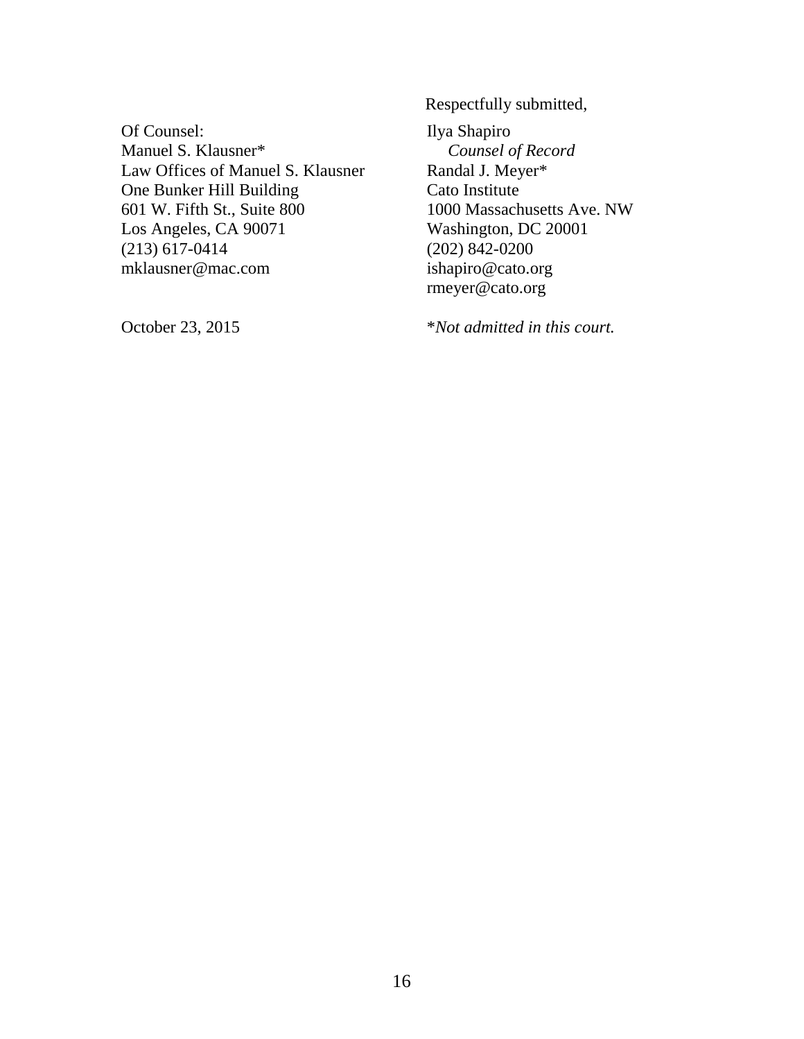Respectfully submitted,

Of Counsel:
Manuel S. Klausner*
Law Offices of Manuel S. Klausner
One Bunker Hill Building
601 W. Fifth St., Suite 800
Los Angeles, CA 90071
(213) 617-0414
mklausner@mac.com

Ilya Shapiro
*Counsel of Record*
Randal J. Meyer*
Cato Institute
1000 Massachusetts Ave. NW
Washington, DC 20001
(202) 842-0200
ishapiro@cato.org
rmeyer@cato.org

October 23, 2015

\**Not admitted in this court.*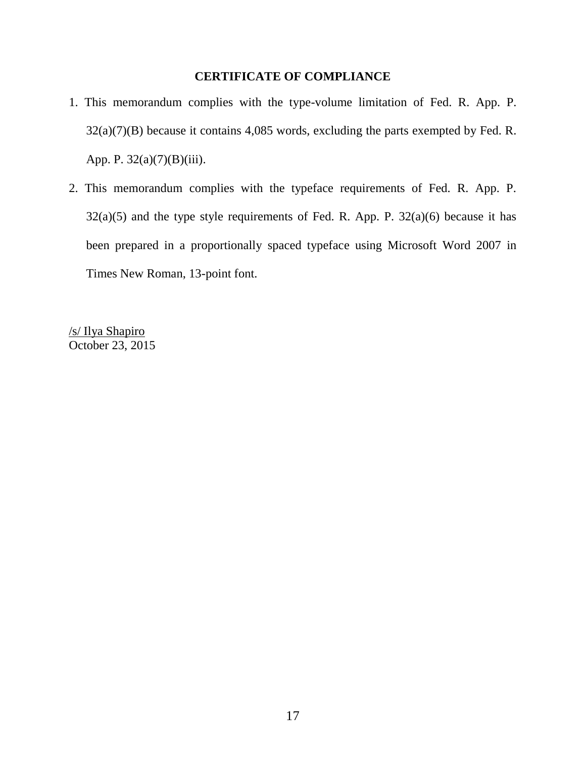## CERTIFICATE OF COMPLIANCE

1. This memorandum complies with the type-volume limitation of Fed. R. App. P. 32(a)(7)(B) because it contains 4,085 words, excluding the parts exempted by Fed. R. App. P. 32(a)(7)(B)(iii).

2. This memorandum complies with the typeface requirements of Fed. R. App. P. 32(a)(5) and the type style requirements of Fed. R. App. P. 32(a)(6) because it has been prepared in a proportionally spaced typeface using Microsoft Word 2007 in Times New Roman, 13-point font.

/s/ Ilya Shapiro
October 23, 2015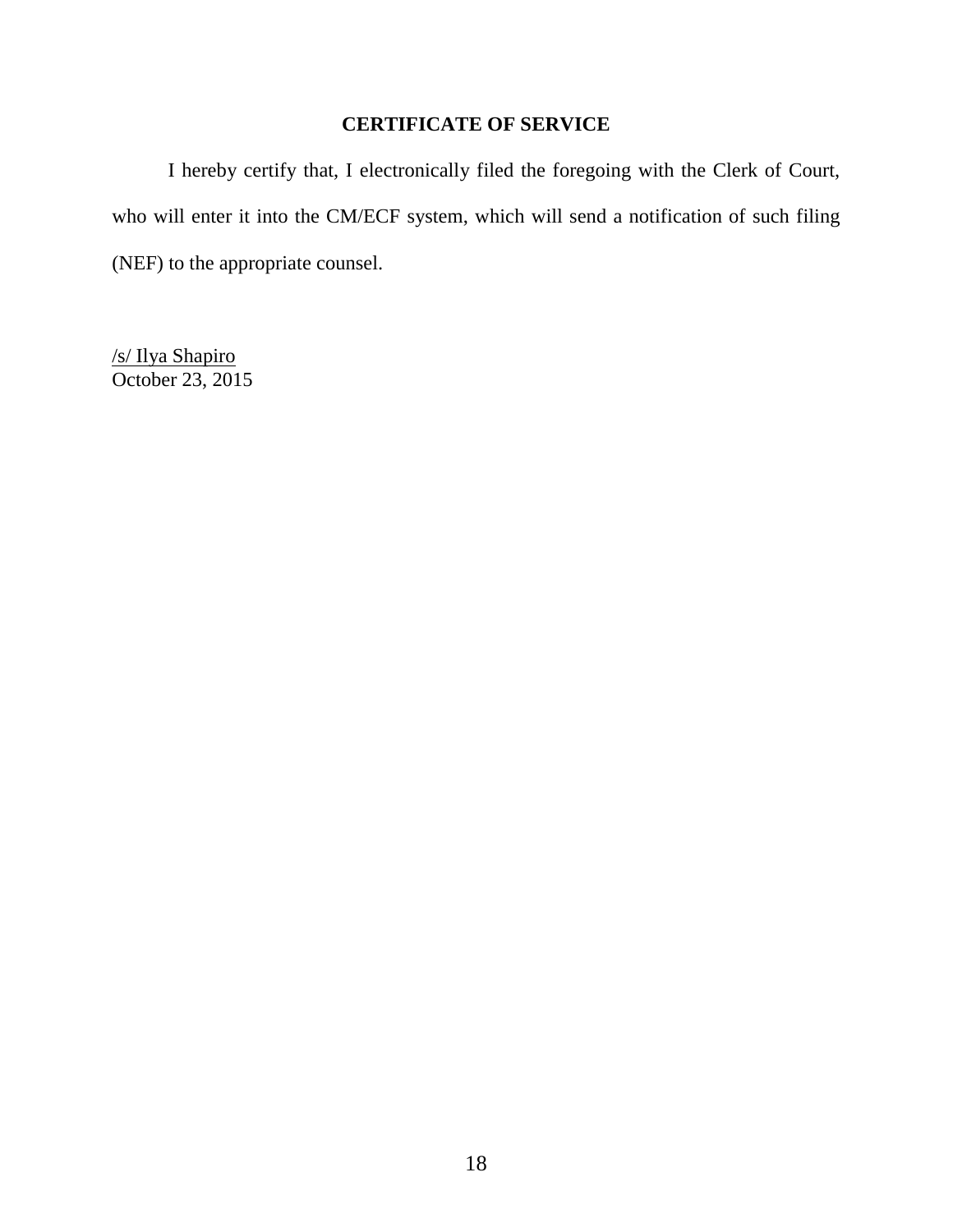## CERTIFICATE OF SERVICE

I hereby certify that, I electronically filed the foregoing with the Clerk of Court, who will enter it into the CM/ECF system, which will send a notification of such filing (NEF) to the appropriate counsel.

/s/ Ilya Shapiro
October 23, 2015